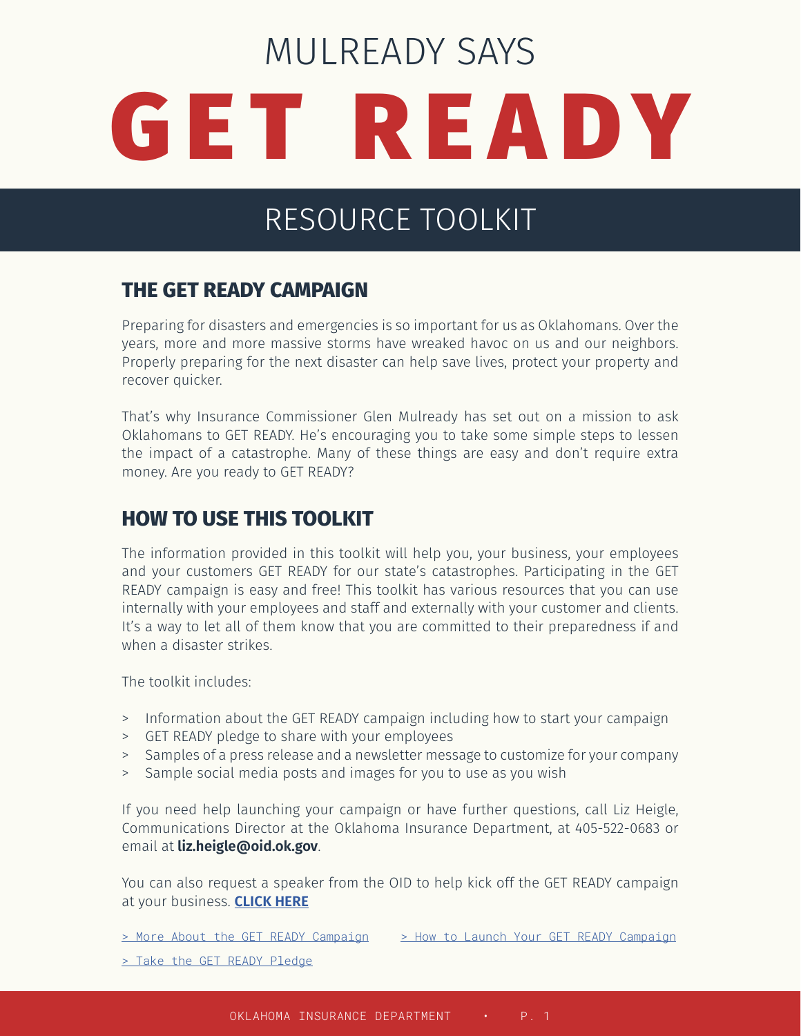MULREADY SAYS

# GET READY

## RESOURCE TOOLKIT

## THE GET READY CAMPAIGN

Preparing for disasters and emergencies is so important for us as Oklahomans. Over the years, more and more massive storms have wreaked havoc on us and our neighbors. Properly preparing for the next disaster can help save lives, protect your property and recover quicker.

That's why Insurance Commissioner Glen Mulready has set out on a mission to ask Oklahomans to GET READY. He's encouraging you to take some simple steps to lessen the impact of a catastrophe. Many of these things are easy and don't require extra money. Are you ready to GET READY?

## HOW TO USE THIS TOOLKIT

The information provided in this toolkit will help you, your business, your employees and your customers GET READY for our state's catastrophes. Participating in the GET READY campaign is easy and free! This toolkit has various resources that you can use internally with your employees and staff and externally with your customer and clients. It's a way to let all of them know that you are committed to their preparedness if and when a disaster strikes.

The toolkit includes:

> Information about the GET READY campaign including how to start your campaign
> GET READY pledge to share with your employees
> Samples of a press release and a newsletter message to customize for your company
> Sample social media posts and images for you to use as you wish

If you need help launching your campaign or have further questions, call Liz Heigle, Communications Director at the Oklahoma Insurance Department, at 405-522-0683 or email at **liz.heigle@oid.ok.gov**.

You can also request a speaker from the OID to help kick off the GET READY campaign at your business. **CLICK HERE**

> More About the GET READY Campaign

> How to Launch Your GET READY Campaign

> Take the GET READY Pledge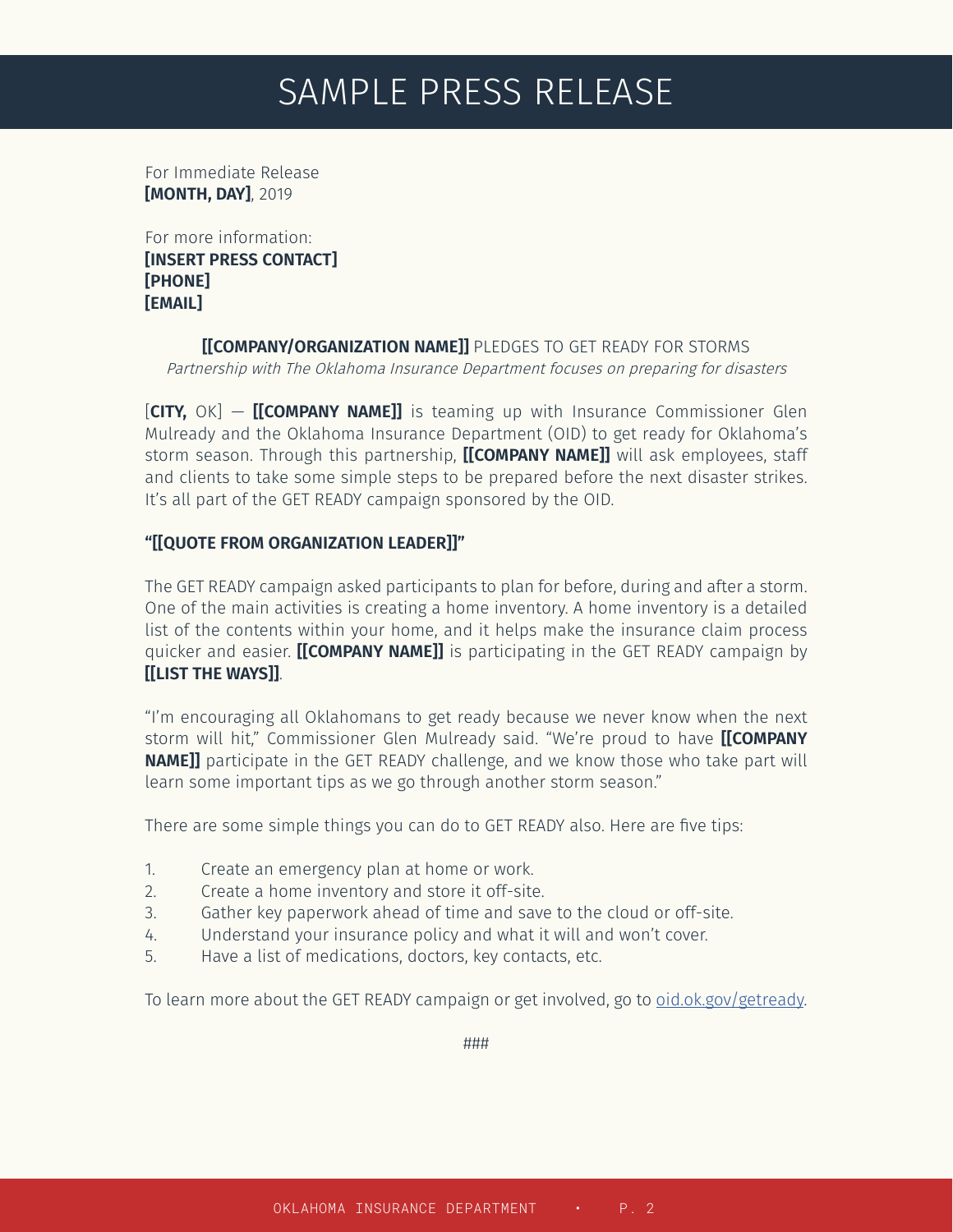# SAMPLE PRESS RELEASE

For Immediate Release
**[MONTH, DAY]**, 2019

For more information:
**[INSERT PRESS CONTACT]**
**[PHONE]**
**[EMAIL]**

**[[COMPANY/ORGANIZATION NAME]]** PLEDGES TO GET READY FOR STORMS
*Partnership with The Oklahoma Insurance Department focuses on preparing for disasters*

[**CITY,** OK] — **[[COMPANY NAME]]** is teaming up with Insurance Commissioner Glen Mulready and the Oklahoma Insurance Department (OID) to get ready for Oklahoma's storm season. Through this partnership, **[[COMPANY NAME]]** will ask employees, staff and clients to take some simple steps to be prepared before the next disaster strikes. It's all part of the GET READY campaign sponsored by the OID.

**"[[QUOTE FROM ORGANIZATION LEADER]]"**

The GET READY campaign asked participants to plan for before, during and after a storm. One of the main activities is creating a home inventory. A home inventory is a detailed list of the contents within your home, and it helps make the insurance claim process quicker and easier. **[[COMPANY NAME]]** is participating in the GET READY campaign by **[[LIST THE WAYS]]**.

"I'm encouraging all Oklahomans to get ready because we never know when the next storm will hit," Commissioner Glen Mulready said. "We're proud to have **[[COMPANY NAME]]** participate in the GET READY challenge, and we know those who take part will learn some important tips as we go through another storm season."

There are some simple things you can do to GET READY also. Here are five tips:

1. Create an emergency plan at home or work.
2. Create a home inventory and store it off-site.
3. Gather key paperwork ahead of time and save to the cloud or off-site.
4. Understand your insurance policy and what it will and won't cover.
5. Have a list of medications, doctors, key contacts, etc.

To learn more about the GET READY campaign or get involved, go to oid.ok.gov/getready.

###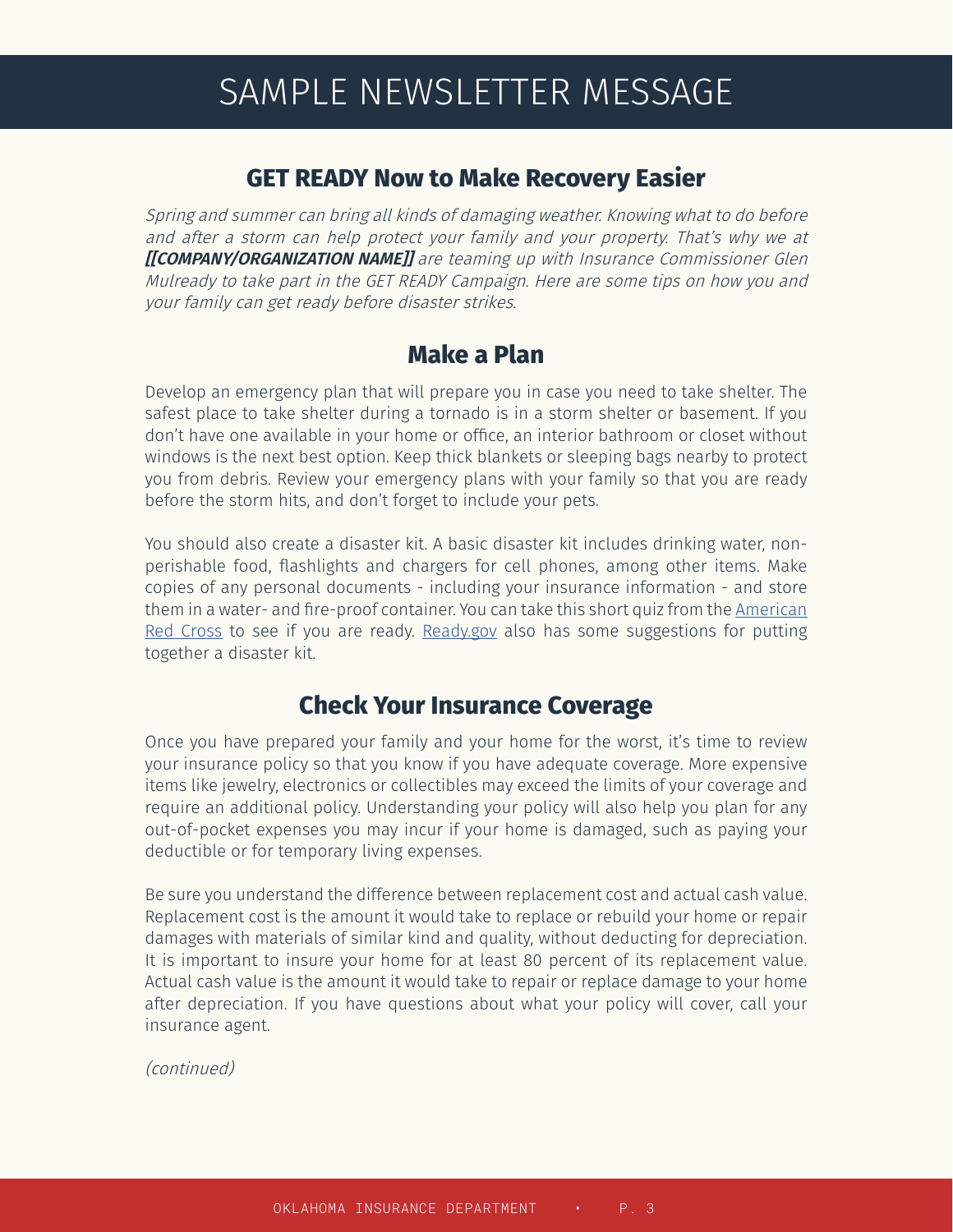# SAMPLE NEWSLETTER MESSAGE

## GET READY Now to Make Recovery Easier

*Spring and summer can bring all kinds of damaging weather. Knowing what to do before and after a storm can help protect your family and your property. That's why we at* ***[[COMPANY/ORGANIZATION NAME]]*** *are teaming up with Insurance Commissioner Glen Mulready to take part in the GET READY Campaign. Here are some tips on how you and your family can get ready before disaster strikes.*

## Make a Plan

Develop an emergency plan that will prepare you in case you need to take shelter. The safest place to take shelter during a tornado is in a storm shelter or basement. If you don't have one available in your home or office, an interior bathroom or closet without windows is the next best option. Keep thick blankets or sleeping bags nearby to protect you from debris. Review your emergency plans with your family so that you are ready before the storm hits, and don't forget to include your pets.

You should also create a disaster kit. A basic disaster kit includes drinking water, non-perishable food, flashlights and chargers for cell phones, among other items. Make copies of any personal documents - including your insurance information - and store them in a water- and fire-proof container. You can take this short quiz from the American Red Cross to see if you are ready. Ready.gov also has some suggestions for putting together a disaster kit.

## Check Your Insurance Coverage

Once you have prepared your family and your home for the worst, it's time to review your insurance policy so that you know if you have adequate coverage. More expensive items like jewelry, electronics or collectibles may exceed the limits of your coverage and require an additional policy. Understanding your policy will also help you plan for any out-of-pocket expenses you may incur if your home is damaged, such as paying your deductible or for temporary living expenses.

Be sure you understand the difference between replacement cost and actual cash value. Replacement cost is the amount it would take to replace or rebuild your home or repair damages with materials of similar kind and quality, without deducting for depreciation. It is important to insure your home for at least 80 percent of its replacement value. Actual cash value is the amount it would take to repair or replace damage to your home after depreciation. If you have questions about what your policy will cover, call your insurance agent.

*(continued)*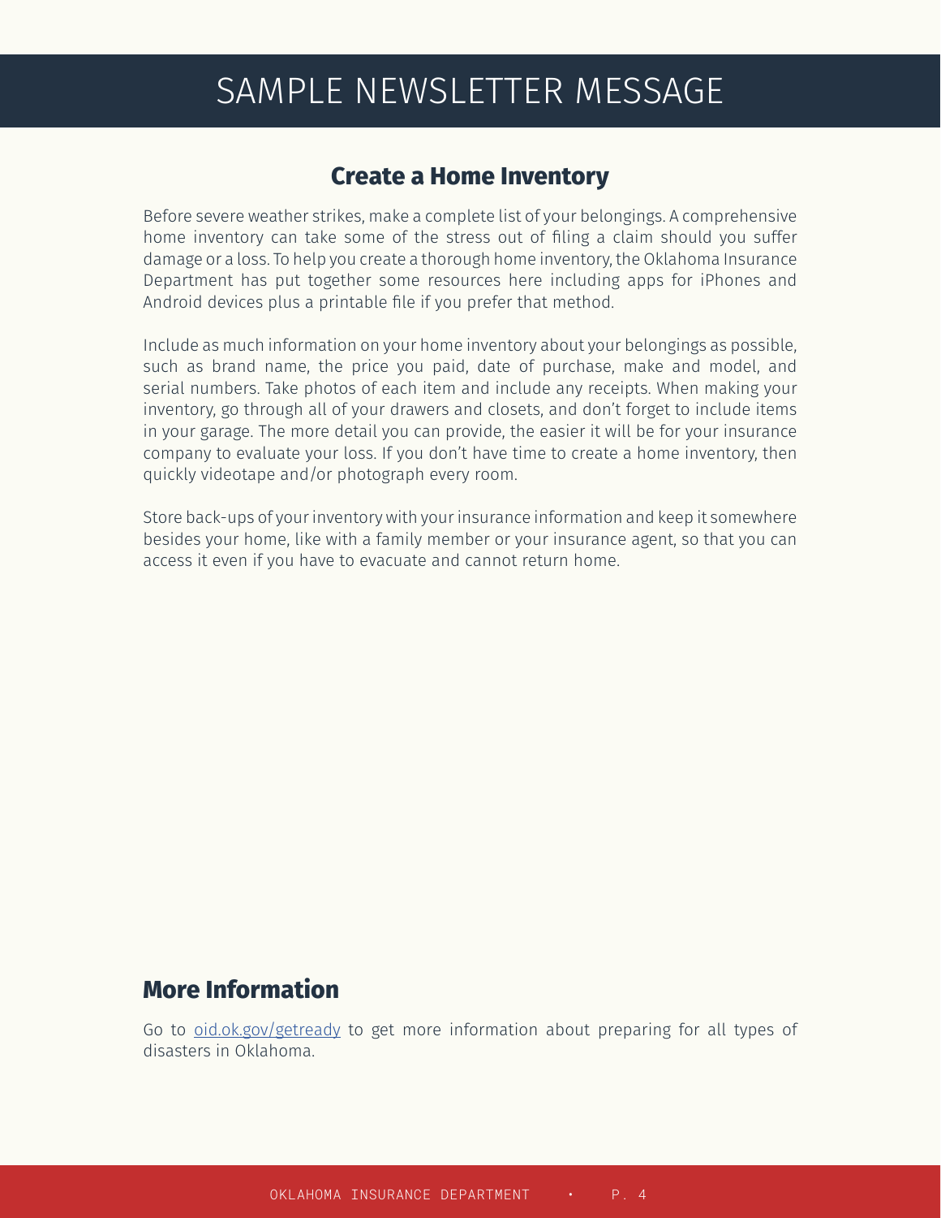# SAMPLE NEWSLETTER MESSAGE

## Create a Home Inventory

Before severe weather strikes, make a complete list of your belongings. A comprehensive home inventory can take some of the stress out of filing a claim should you suffer damage or a loss. To help you create a thorough home inventory, the Oklahoma Insurance Department has put together some resources here including apps for iPhones and Android devices plus a printable file if you prefer that method.

Include as much information on your home inventory about your belongings as possible, such as brand name, the price you paid, date of purchase, make and model, and serial numbers. Take photos of each item and include any receipts. When making your inventory, go through all of your drawers and closets, and don't forget to include items in your garage. The more detail you can provide, the easier it will be for your insurance company to evaluate your loss. If you don't have time to create a home inventory, then quickly videotape and/or photograph every room.

Store back-ups of your inventory with your insurance information and keep it somewhere besides your home, like with a family member or your insurance agent, so that you can access it even if you have to evacuate and cannot return home.

## More Information

Go to [oid.ok.gov/getready](oid.ok.gov/getready) to get more information about preparing for all types of disasters in Oklahoma.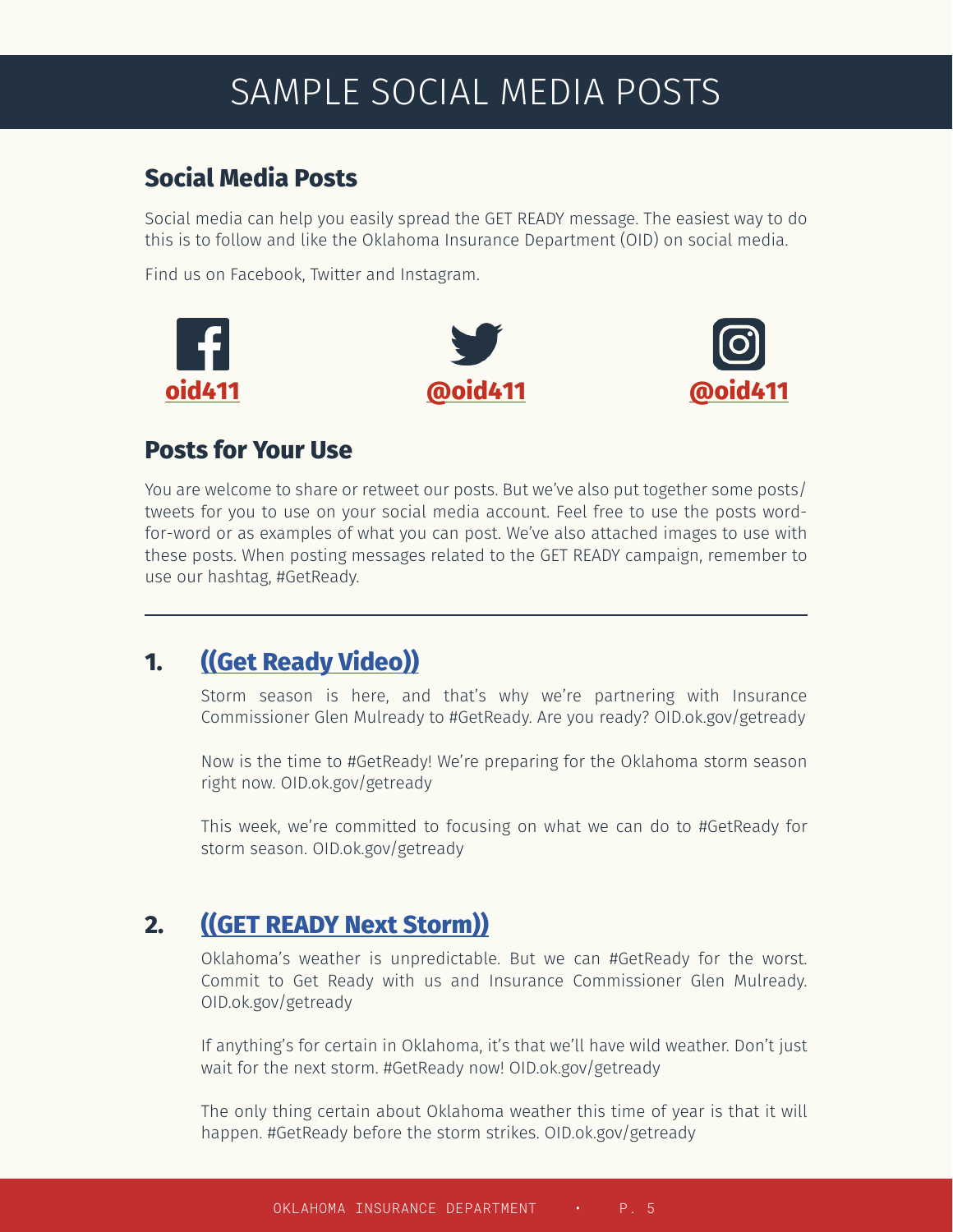# SAMPLE SOCIAL MEDIA POSTS

## Social Media Posts

Social media can help you easily spread the GET READY message. The easiest way to do this is to follow and like the Oklahoma Insurance Department (OID) on social media.

Find us on Facebook, Twitter and Instagram.

**oid411** **@oid411** **@oid411**

## Posts for Your Use

You are welcome to share or retweet our posts. But we've also put together some posts/tweets for you to use on your social media account. Feel free to use the posts word-for-word or as examples of what you can post. We've also attached images to use with these posts. When posting messages related to the GET READY campaign, remember to use our hashtag, #GetReady.

---

### 1. ((Get Ready Video))

Storm season is here, and that's why we're partnering with Insurance Commissioner Glen Mulready to #GetReady. Are you ready? OID.ok.gov/getready

Now is the time to #GetReady! We're preparing for the Oklahoma storm season right now. OID.ok.gov/getready

This week, we're committed to focusing on what we can do to #GetReady for storm season. OID.ok.gov/getready

### 2. ((GET READY Next Storm))

Oklahoma's weather is unpredictable. But we can #GetReady for the worst. Commit to Get Ready with us and Insurance Commissioner Glen Mulready. OID.ok.gov/getready

If anything's for certain in Oklahoma, it's that we'll have wild weather. Don't just wait for the next storm. #GetReady now! OID.ok.gov/getready

The only thing certain about Oklahoma weather this time of year is that it will happen. #GetReady before the storm strikes. OID.ok.gov/getready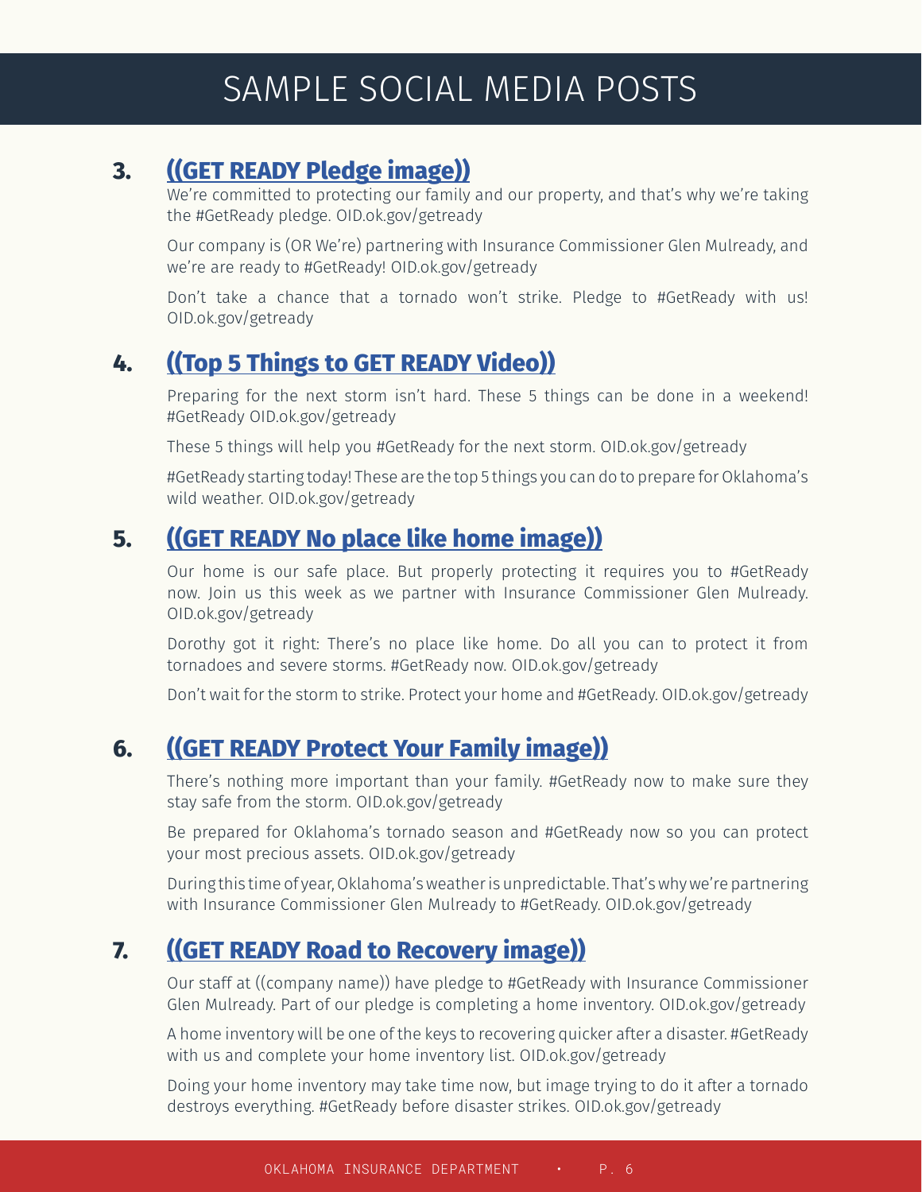# SAMPLE SOCIAL MEDIA POSTS

## 3. ((GET READY Pledge image))

We're committed to protecting our family and our property, and that's why we're taking the #GetReady pledge. OID.ok.gov/getready

Our company is (OR We're) partnering with Insurance Commissioner Glen Mulready, and we're are ready to #GetReady! OID.ok.gov/getready

Don't take a chance that a tornado won't strike. Pledge to #GetReady with us! OID.ok.gov/getready

## 4. ((Top 5 Things to GET READY Video))

Preparing for the next storm isn't hard. These 5 things can be done in a weekend! #GetReady OID.ok.gov/getready

These 5 things will help you #GetReady for the next storm. OID.ok.gov/getready

#GetReady starting today! These are the top 5 things you can do to prepare for Oklahoma's wild weather. OID.ok.gov/getready

## 5. ((GET READY No place like home image))

Our home is our safe place. But properly protecting it requires you to #GetReady now. Join us this week as we partner with Insurance Commissioner Glen Mulready. OID.ok.gov/getready

Dorothy got it right: There's no place like home. Do all you can to protect it from tornadoes and severe storms. #GetReady now. OID.ok.gov/getready

Don't wait for the storm to strike. Protect your home and #GetReady. OID.ok.gov/getready

## 6. ((GET READY Protect Your Family image))

There's nothing more important than your family. #GetReady now to make sure they stay safe from the storm. OID.ok.gov/getready

Be prepared for Oklahoma's tornado season and #GetReady now so you can protect your most precious assets. OID.ok.gov/getready

During this time of year, Oklahoma's weather is unpredictable. That's why we're partnering with Insurance Commissioner Glen Mulready to #GetReady. OID.ok.gov/getready

## 7. ((GET READY Road to Recovery image))

Our staff at ((company name)) have pledge to #GetReady with Insurance Commissioner Glen Mulready. Part of our pledge is completing a home inventory. OID.ok.gov/getready

A home inventory will be one of the keys to recovering quicker after a disaster. #GetReady with us and complete your home inventory list. OID.ok.gov/getready

Doing your home inventory may take time now, but image trying to do it after a tornado destroys everything. #GetReady before disaster strikes. OID.ok.gov/getready